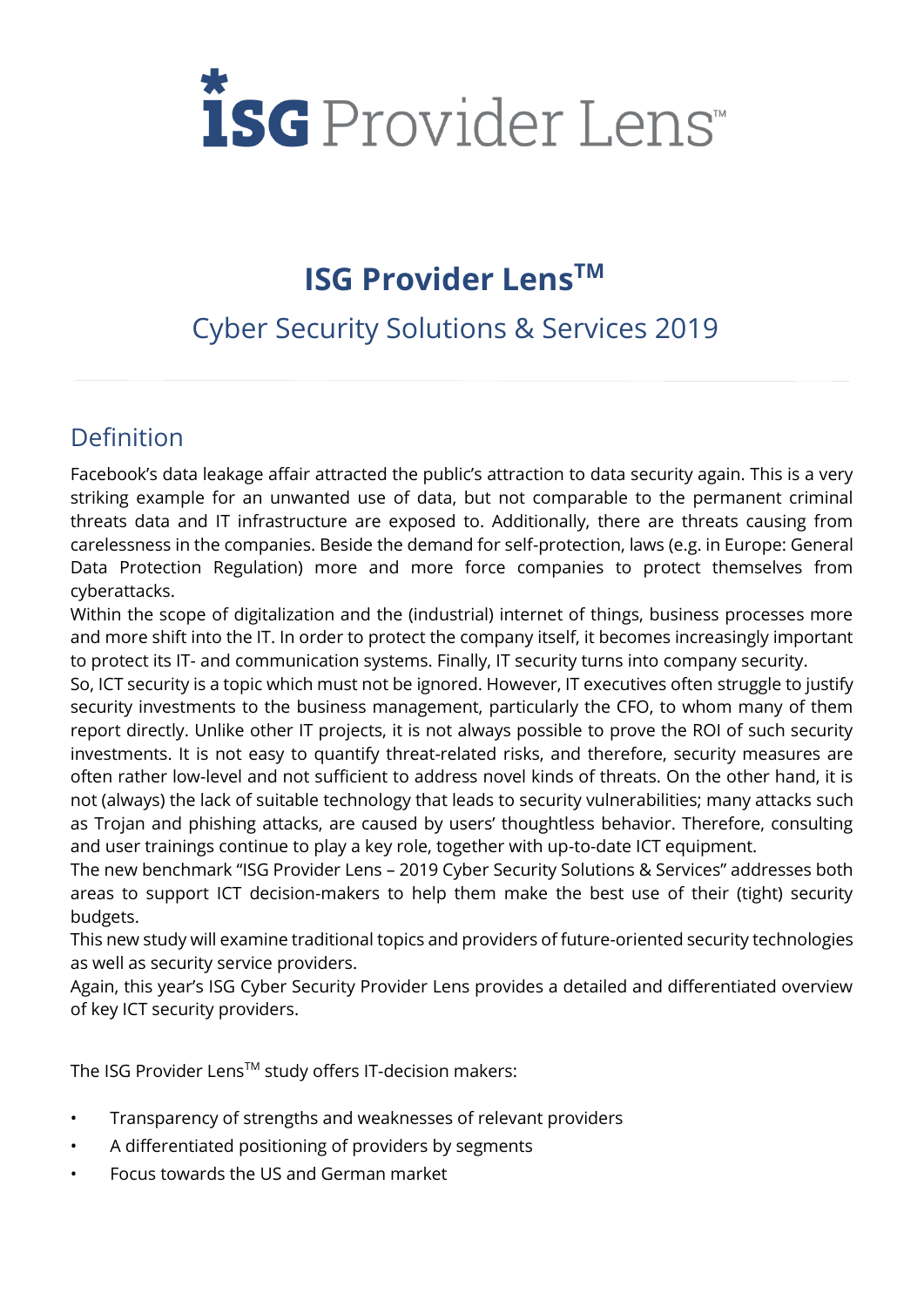# ISG Provider Lens[TM]

## Cyber Security Solutions & Services 2019

## Definition

Facebook's data leakage affair attracted the public's attraction to data security again. This is a very striking example for an unwanted use of data, but not comparable to the permanent criminal threats data and IT infrastructure are exposed to. Additionally, there are threats causing from carelessness in the companies. Beside the demand for self-protection, laws (e.g. in Europe: General Data Protection Regulation) more and more force companies to protect themselves from cyberattacks.
Within the scope of digitalization and the (industrial) internet of things, business processes more and more shift into the IT. In order to protect the company itself, it becomes increasingly important to protect its IT- and communication systems. Finally, IT security turns into company security.
So, ICT security is a topic which must not be ignored. However, IT executives often struggle to justify security investments to the business management, particularly the CFO, to whom many of them report directly. Unlike other IT projects, it is not always possible to prove the ROI of such security investments. It is not easy to quantify threat-related risks, and therefore, security measures are often rather low-level and not sufficient to address novel kinds of threats. On the other hand, it is not (always) the lack of suitable technology that leads to security vulnerabilities; many attacks such as Trojan and phishing attacks, are caused by users' thoughtless behavior. Therefore, consulting and user trainings continue to play a key role, together with up-to-date ICT equipment.
The new benchmark "ISG Provider Lens – 2019 Cyber Security Solutions & Services" addresses both areas to support ICT decision-makers to help them make the best use of their (tight) security budgets.
This new study will examine traditional topics and providers of future-oriented security technologies as well as security service providers.
Again, this year's ISG Cyber Security Provider Lens provides a detailed and differentiated overview of key ICT security providers.

The ISG Provider Lens[TM] study offers IT-decision makers:

- Transparency of strengths and weaknesses of relevant providers
- A differentiated positioning of providers by segments
- Focus towards the US and German market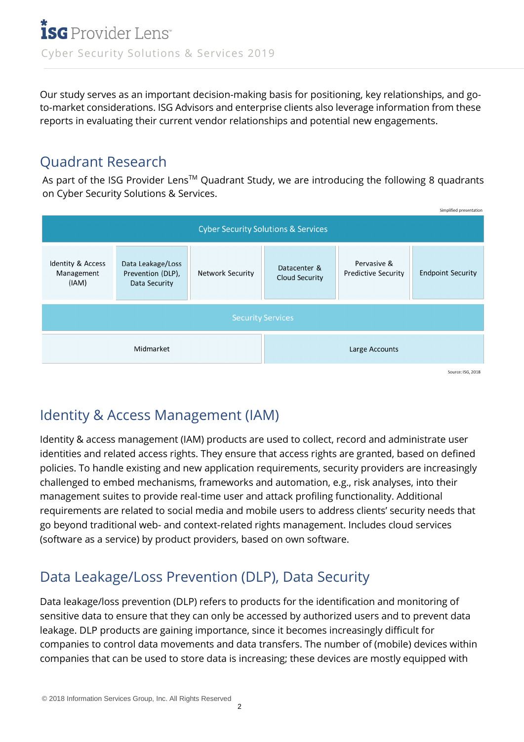Our study serves as an important decision-making basis for positioning, key relationships, and go-to-market considerations. ISG Advisors and enterprise clients also leverage information from these reports in evaluating their current vendor relationships and potential new engagements.

## Quadrant Research

As part of the ISG Provider LensTM Quadrant Study, we are introducing the following 8 quadrants on Cyber Security Solutions & Services.

Simplified presentation

| Cyber Security Solutions & Services | | | | | |
|---|---|---|---|---|---|
| Identity & Access Management (IAM) | Data Leakage/Loss Prevention (DLP), Data Security | Network Security | Datacenter & Cloud Security | Pervasive & Predictive Security | Endpoint Security |
| Security Services | | | | | |
| Midmarket | | | Large Accounts | | |

Source: ISG, 2018

## Identity & Access Management (IAM)

Identity & access management (IAM) products are used to collect, record and administrate user identities and related access rights. They ensure that access rights are granted, based on defined policies. To handle existing and new application requirements, security providers are increasingly challenged to embed mechanisms, frameworks and automation, e.g., risk analyses, into their management suites to provide real-time user and attack profiling functionality. Additional requirements are related to social media and mobile users to address clients' security needs that go beyond traditional web- and context-related rights management. Includes cloud services (software as a service) by product providers, based on own software.

## Data Leakage/Loss Prevention (DLP), Data Security

Data leakage/loss prevention (DLP) refers to products for the identification and monitoring of sensitive data to ensure that they can only be accessed by authorized users and to prevent data leakage. DLP products are gaining importance, since it becomes increasingly difficult for companies to control data movements and data transfers. The number of (mobile) devices within companies that can be used to store data is increasing; these devices are mostly equipped with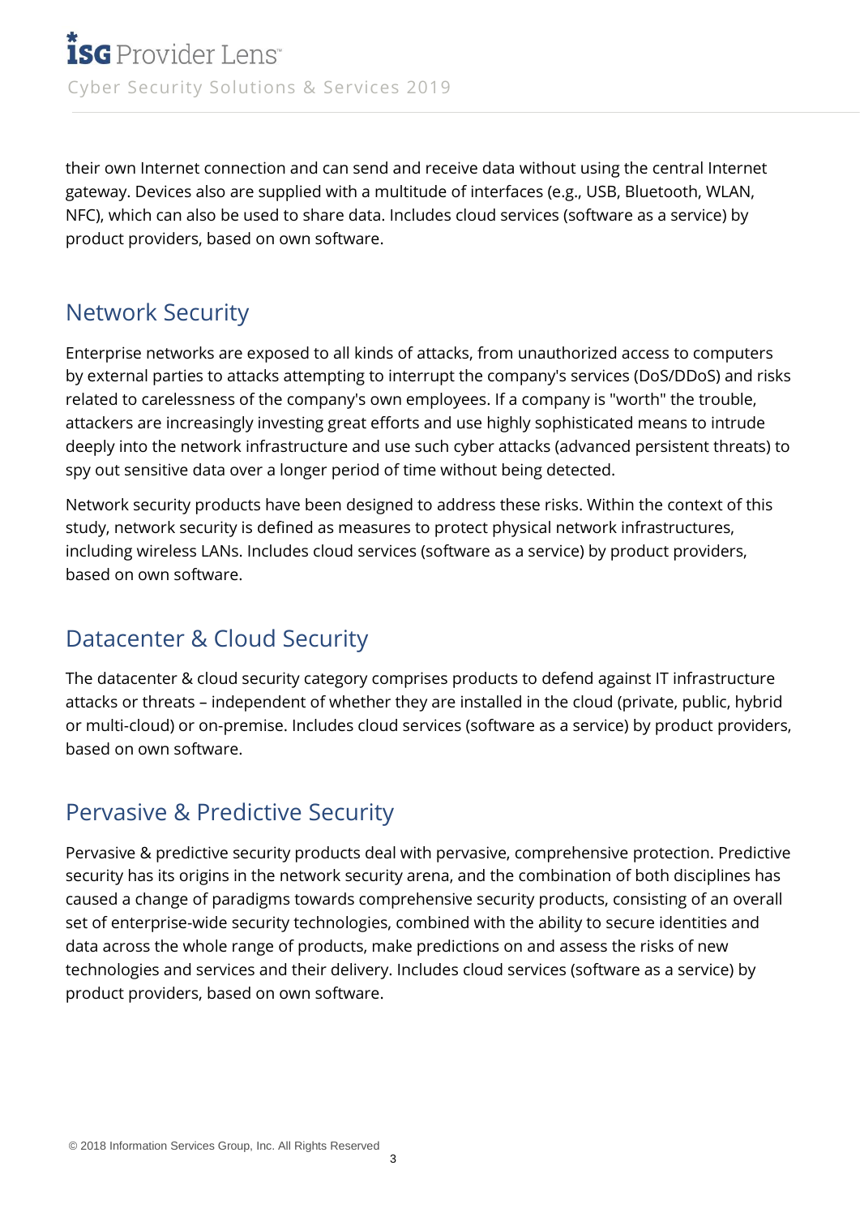their own Internet connection and can send and receive data without using the central Internet gateway. Devices also are supplied with a multitude of interfaces (e.g., USB, Bluetooth, WLAN, NFC), which can also be used to share data. Includes cloud services (software as a service) by product providers, based on own software.

## Network Security

Enterprise networks are exposed to all kinds of attacks, from unauthorized access to computers by external parties to attacks attempting to interrupt the company's services (DoS/DDoS) and risks related to carelessness of the company's own employees. If a company is "worth" the trouble, attackers are increasingly investing great efforts and use highly sophisticated means to intrude deeply into the network infrastructure and use such cyber attacks (advanced persistent threats) to spy out sensitive data over a longer period of time without being detected.

Network security products have been designed to address these risks. Within the context of this study, network security is defined as measures to protect physical network infrastructures, including wireless LANs. Includes cloud services (software as a service) by product providers, based on own software.

## Datacenter & Cloud Security

The datacenter & cloud security category comprises products to defend against IT infrastructure attacks or threats – independent of whether they are installed in the cloud (private, public, hybrid or multi-cloud) or on-premise. Includes cloud services (software as a service) by product providers, based on own software.

## Pervasive & Predictive Security

Pervasive & predictive security products deal with pervasive, comprehensive protection. Predictive security has its origins in the network security arena, and the combination of both disciplines has caused a change of paradigms towards comprehensive security products, consisting of an overall set of enterprise-wide security technologies, combined with the ability to secure identities and data across the whole range of products, make predictions on and assess the risks of new technologies and services and their delivery. Includes cloud services (software as a service) by product providers, based on own software.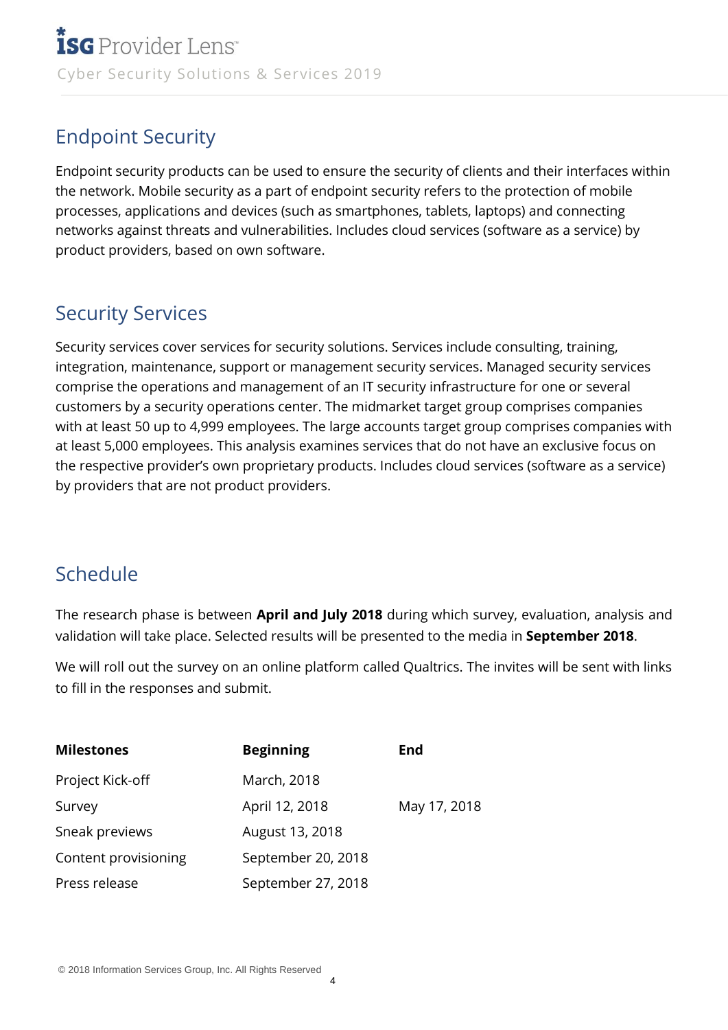## Endpoint Security

Endpoint security products can be used to ensure the security of clients and their interfaces within the network. Mobile security as a part of endpoint security refers to the protection of mobile processes, applications and devices (such as smartphones, tablets, laptops) and connecting networks against threats and vulnerabilities. Includes cloud services (software as a service) by product providers, based on own software.

## Security Services

Security services cover services for security solutions. Services include consulting, training, integration, maintenance, support or management security services. Managed security services comprise the operations and management of an IT security infrastructure for one or several customers by a security operations center. The midmarket target group comprises companies with at least 50 up to 4,999 employees. The large accounts target group comprises companies with at least 5,000 employees. This analysis examines services that do not have an exclusive focus on the respective provider's own proprietary products. Includes cloud services (software as a service) by providers that are not product providers.

## Schedule

The research phase is between **April and July 2018** during which survey, evaluation, analysis and validation will take place. Selected results will be presented to the media in **September 2018**.

We will roll out the survey on an online platform called Qualtrics. The invites will be sent with links to fill in the responses and submit.

| Milestones | Beginning | End |
|---|---|---|
| Project Kick-off | March, 2018 | |
| Survey | April 12, 2018 | May 17, 2018 |
| Sneak previews | August 13, 2018 | |
| Content provisioning | September 20, 2018 | |
| Press release | September 27, 2018 | |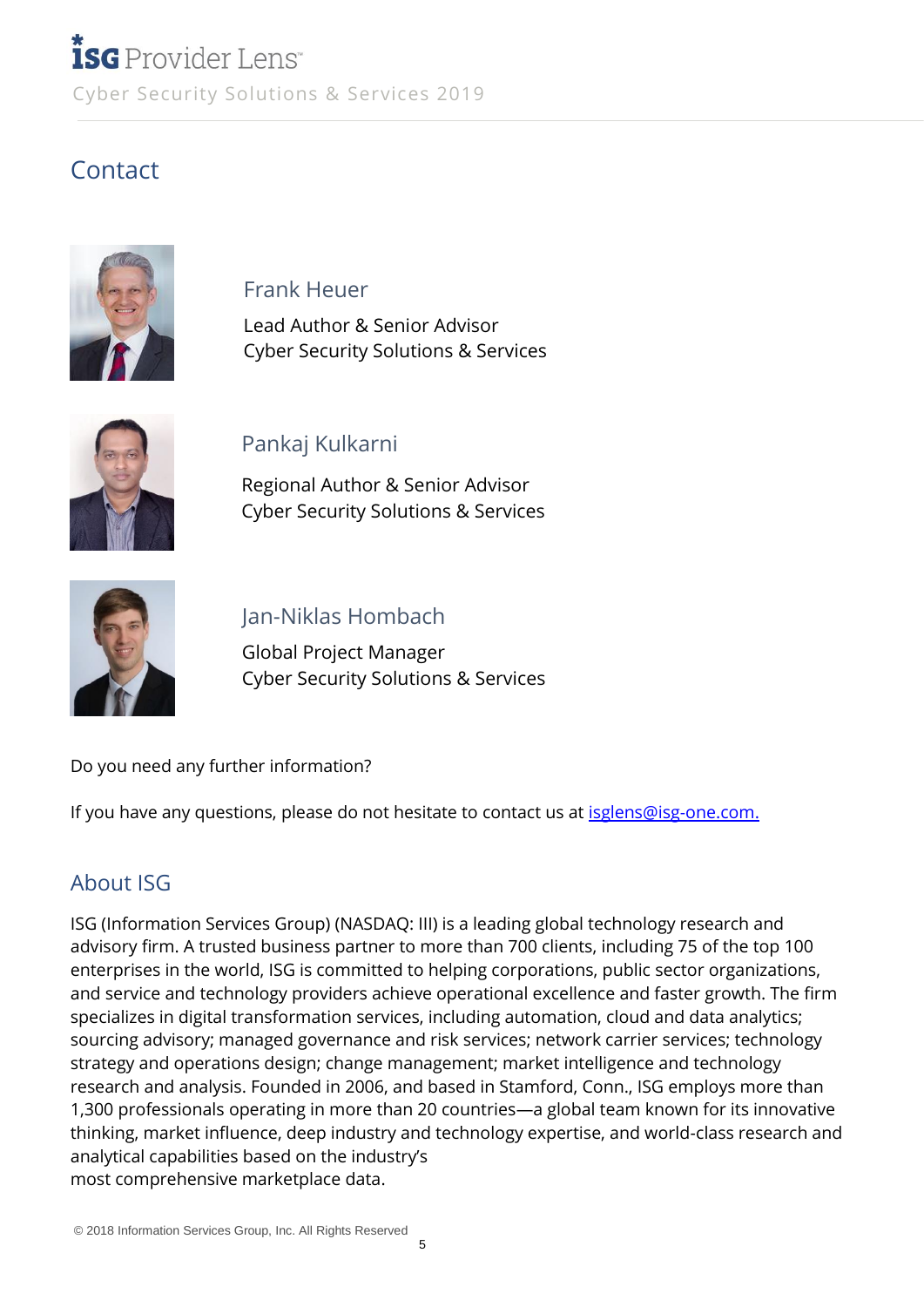## Contact

### Frank Heuer

Lead Author & Senior Advisor
Cyber Security Solutions & Services

### Pankaj Kulkarni

Regional Author & Senior Advisor
Cyber Security Solutions & Services

### Jan-Niklas Hombach

Global Project Manager
Cyber Security Solutions & Services

Do you need any further information?

If you have any questions, please do not hesitate to contact us at isglens@isg-one.com.

## About ISG

ISG (Information Services Group) (NASDAQ: III) is a leading global technology research and advisory firm. A trusted business partner to more than 700 clients, including 75 of the top 100 enterprises in the world, ISG is committed to helping corporations, public sector organizations, and service and technology providers achieve operational excellence and faster growth. The firm specializes in digital transformation services, including automation, cloud and data analytics; sourcing advisory; managed governance and risk services; network carrier services; technology strategy and operations design; change management; market intelligence and technology research and analysis. Founded in 2006, and based in Stamford, Conn., ISG employs more than 1,300 professionals operating in more than 20 countries—a global team known for its innovative thinking, market influence, deep industry and technology expertise, and world-class research and analytical capabilities based on the industry's most comprehensive marketplace data.

© 2018 Information Services Group, Inc. All Rights Reserved